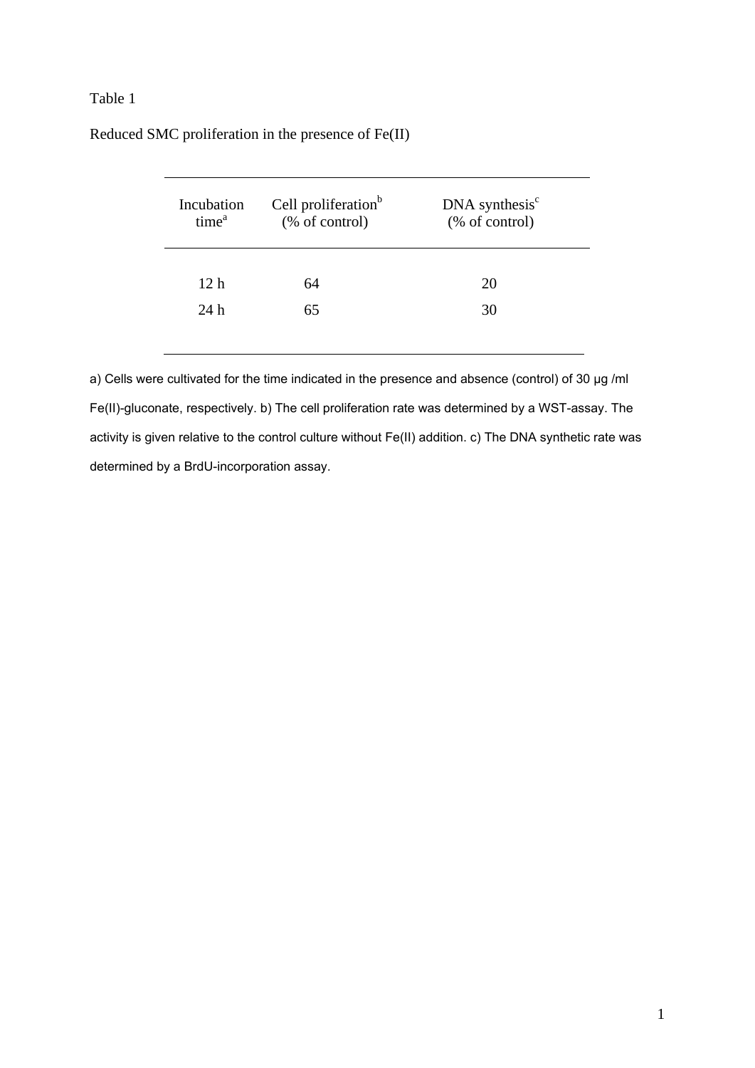Table 1

Reduced SMC proliferation in the presence of Fe(II)

| Incubation time[a] | Cell proliferation[b] (% of control) | DNA synthesis[c] (% of control) |
|---|---|---|
| 12 h | 64 | 20 |
| 24 h | 65 | 30 |

a) Cells were cultivated for the time indicated in the presence and absence (control) of 30 µg /ml Fe(II)-gluconate, respectively. b) The cell proliferation rate was determined by a WST-assay. The activity is given relative to the control culture without Fe(II) addition. c) The DNA synthetic rate was determined by a BrdU-incorporation assay.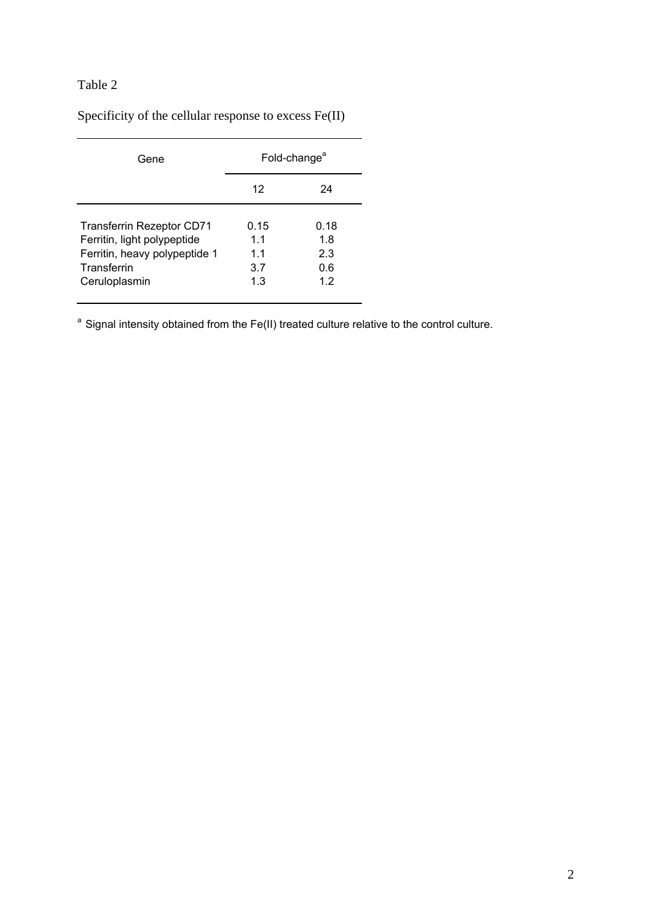Table 2

Specificity of the cellular response to excess Fe(II)

| Gene | Fold-change[a] | |
|---|---|---|
| | 12 | 24 |
| Transferrin Rezeptor CD71 | 0.15 | 0.18 |
| Ferritin, light polypeptide | 1.1 | 1.8 |
| Ferritin, heavy polypeptide 1 | 1.1 | 2.3 |
| Transferrin | 3.7 | 0.6 |
| Ceruloplasmin | 1.3 | 1.2 |

[a] Signal intensity obtained from the Fe(II) treated culture relative to the control culture.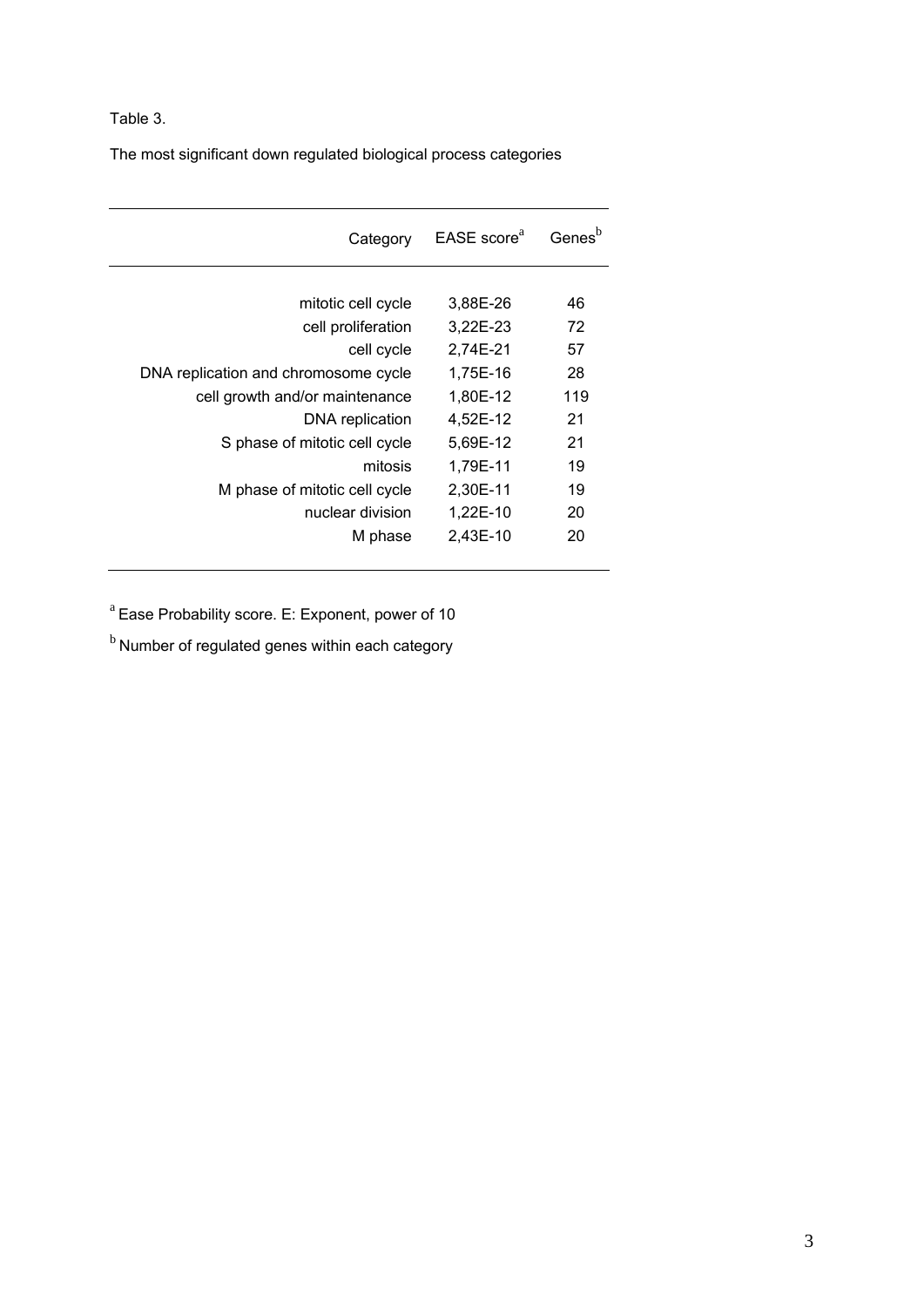Table 3.

The most significant down regulated biological process categories

| Category | EASE score[a] | Genes[b] |
|---|---|---|
| mitotic cell cycle | 3,88E-26 | 46 |
| cell proliferation | 3,22E-23 | 72 |
| cell cycle | 2,74E-21 | 57 |
| DNA replication and chromosome cycle | 1,75E-16 | 28 |
| cell growth and/or maintenance | 1,80E-12 | 119 |
| DNA replication | 4,52E-12 | 21 |
| S phase of mitotic cell cycle | 5,69E-12 | 21 |
| mitosis | 1,79E-11 | 19 |
| M phase of mitotic cell cycle | 2,30E-11 | 19 |
| nuclear division | 1,22E-10 | 20 |
| M phase | 2,43E-10 | 20 |

[a] Ease Probability score. E: Exponent, power of 10

[b] Number of regulated genes within each category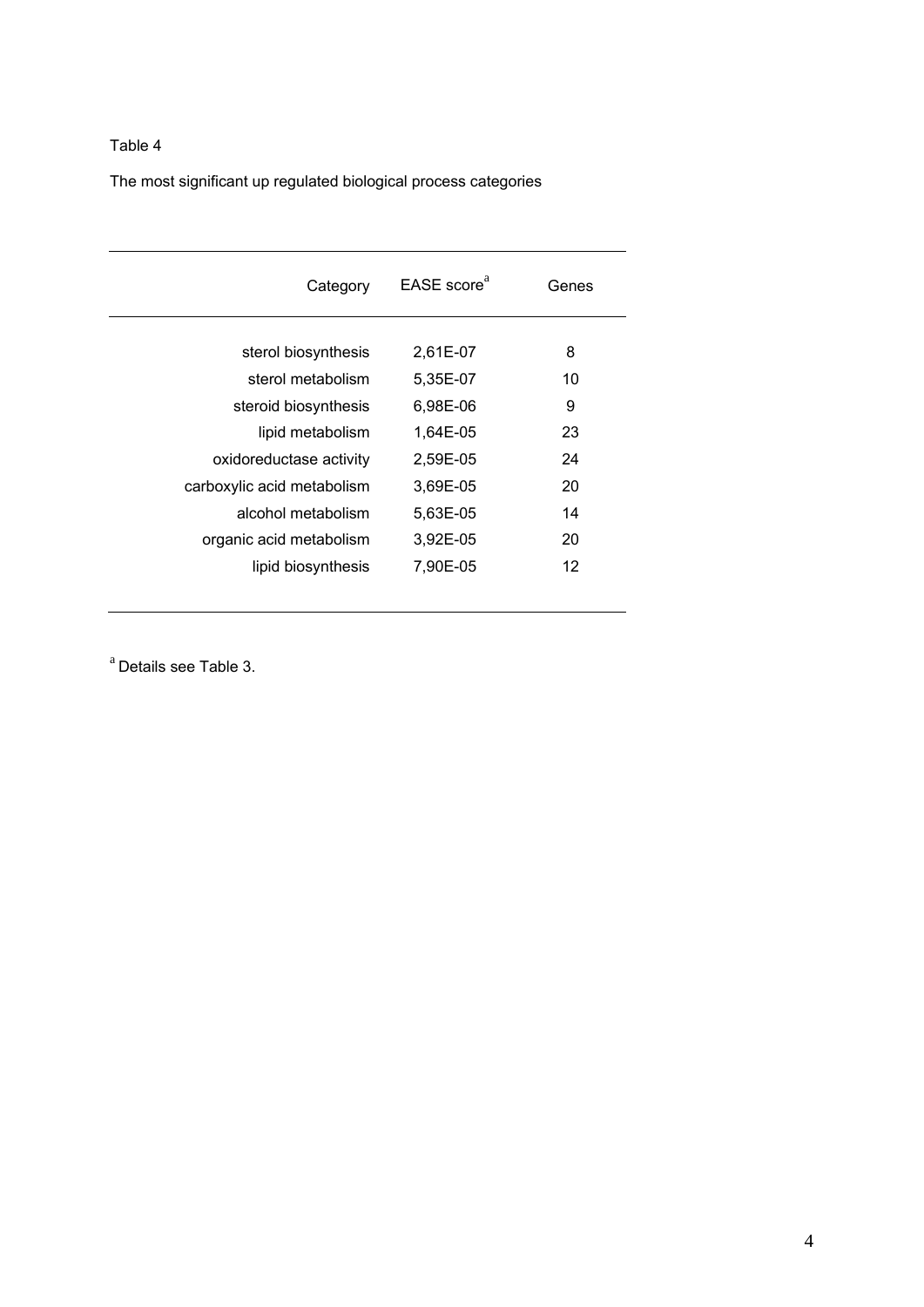Table 4

The most significant up regulated biological process categories

| Category | EASE score[a] | Genes |
|---|---|---|
| sterol biosynthesis | 2,61E-07 | 8 |
| sterol metabolism | 5,35E-07 | 10 |
| steroid biosynthesis | 6,98E-06 | 9 |
| lipid metabolism | 1,64E-05 | 23 |
| oxidoreductase activity | 2,59E-05 | 24 |
| carboxylic acid metabolism | 3,69E-05 | 20 |
| alcohol metabolism | 5,63E-05 | 14 |
| organic acid metabolism | 3,92E-05 | 20 |
| lipid biosynthesis | 7,90E-05 | 12 |

[a] Details see Table 3.